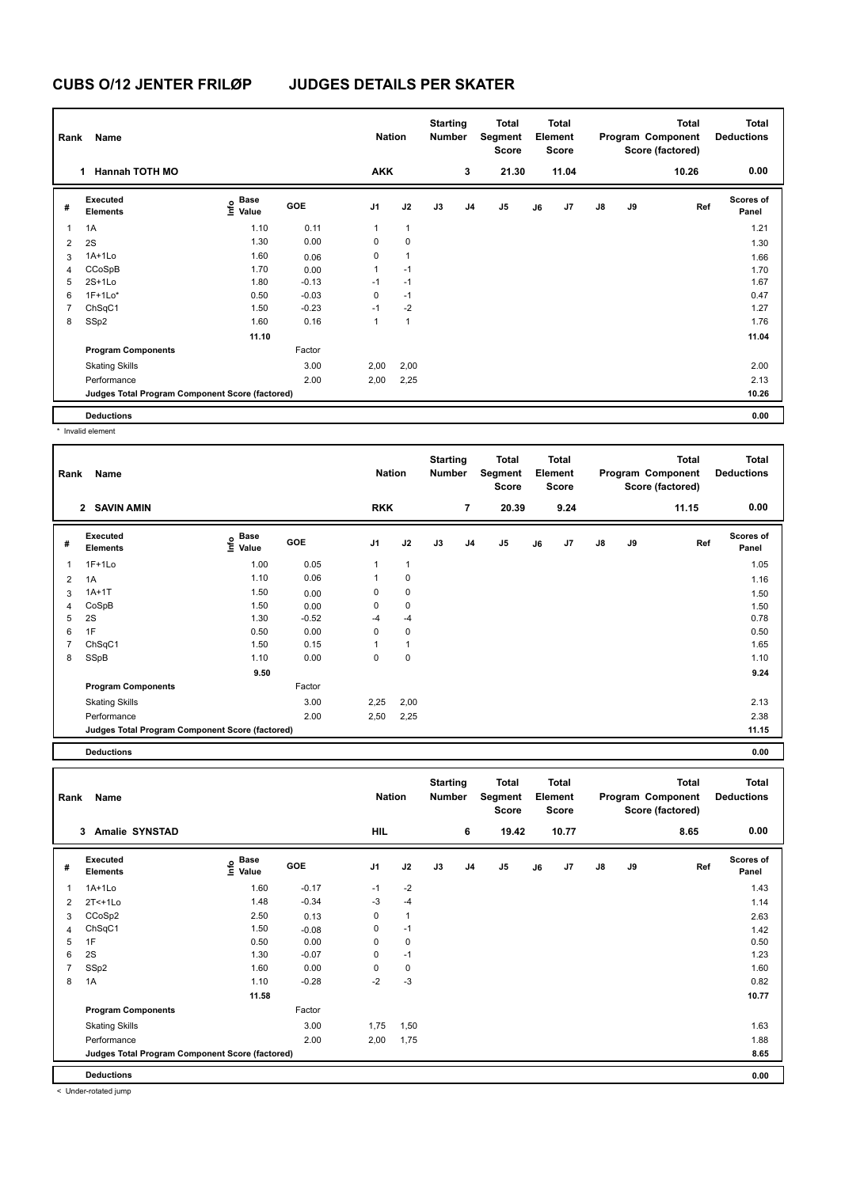# CUBS O/12 JENTER FRILØP JUDGES DETAILS PER SKATER

| Rank | Name | Nation | Starting Number | Total Segment Score | Total Element Score | Total Program Component Score (factored) | Total Deductions |
|---|---|---|---|---|---|---|---|
| 1 | Hannah TOTH MO | AKK | 3 | 21.30 | 11.04 | 10.26 | 0.00 |

| # | Executed Elements | Info | Base Value | GOE | J1 | J2 | J3 | J4 | J5 | J6 | J7 | J8 | J9 | Ref | Scores of Panel |
|---|---|---|---|---|---|---|---|---|---|---|---|---|---|---|---|
| 1 | 1A | | 1.10 | 0.11 | 1 | 1 | | | | | | | | | 1.21 |
| 2 | 2S | | 1.30 | 0.00 | 0 | 0 | | | | | | | | | 1.30 |
| 3 | 1A+1Lo | | 1.60 | 0.06 | 0 | 1 | | | | | | | | | 1.66 |
| 4 | CCoSpB | | 1.70 | 0.00 | 1 | -1 | | | | | | | | | 1.70 |
| 5 | 2S+1Lo | | 1.80 | -0.13 | -1 | -1 | | | | | | | | | 1.67 |
| 6 | 1F+1Lo* | | 0.50 | -0.03 | 0 | -1 | | | | | | | | | 0.47 |
| 7 | ChSqC1 | | 1.50 | -0.23 | -1 | -2 | | | | | | | | | 1.27 |
| 8 | SSp2 | | 1.60 | 0.16 | 1 | 1 | | | | | | | | | 1.76 |
| | | | 11.10 | | | | | | | | | | | | 11.04 |
| | **Program Components** | | | Factor | | | | | | | | | | | |
| | Skating Skills | | | 3.00 | 2,00 | 2,00 | | | | | | | | | 2.00 |
| | Performance | | | 2.00 | 2,00 | 2,25 | | | | | | | | | 2.13 |
| | **Judges Total Program Component Score (factored)** | | | | | | | | | | | | | | 10.26 |
| | **Deductions** | | | | | | | | | | | | | | 0.00 |

\* Invalid element

| Rank | Name | Nation | Starting Number | Total Segment Score | Total Element Score | Total Program Component Score (factored) | Total Deductions |
|---|---|---|---|---|---|---|---|
| 2 | SAVIN AMIN | RKK | 7 | 20.39 | 9.24 | 11.15 | 0.00 |

| # | Executed Elements | Info | Base Value | GOE | J1 | J2 | J3 | J4 | J5 | J6 | J7 | J8 | J9 | Ref | Scores of Panel |
|---|---|---|---|---|---|---|---|---|---|---|---|---|---|---|---|
| 1 | 1F+1Lo | | 1.00 | 0.05 | 1 | 1 | | | | | | | | | 1.05 |
| 2 | 1A | | 1.10 | 0.06 | 1 | 0 | | | | | | | | | 1.16 |
| 3 | 1A+1T | | 1.50 | 0.00 | 0 | 0 | | | | | | | | | 1.50 |
| 4 | CoSpB | | 1.50 | 0.00 | 0 | 0 | | | | | | | | | 1.50 |
| 5 | 2S | | 1.30 | -0.52 | -4 | -4 | | | | | | | | | 0.78 |
| 6 | 1F | | 0.50 | 0.00 | 0 | 0 | | | | | | | | | 0.50 |
| 7 | ChSqC1 | | 1.50 | 0.15 | 1 | 1 | | | | | | | | | 1.65 |
| 8 | SSpB | | 1.10 | 0.00 | 0 | 0 | | | | | | | | | 1.10 |
| | | | 9.50 | | | | | | | | | | | | 9.24 |
| | **Program Components** | | | Factor | | | | | | | | | | | |
| | Skating Skills | | | 3.00 | 2,25 | 2,00 | | | | | | | | | 2.13 |
| | Performance | | | 2.00 | 2,50 | 2,25 | | | | | | | | | 2.38 |
| | **Judges Total Program Component Score (factored)** | | | | | | | | | | | | | | 11.15 |
| | **Deductions** | | | | | | | | | | | | | | 0.00 |

| Rank | Name | Nation | Starting Number | Total Segment Score | Total Element Score | Total Program Component Score (factored) | Total Deductions |
|---|---|---|---|---|---|---|---|
| 3 | Amalie SYNSTAD | HIL | 6 | 19.42 | 10.77 | 8.65 | 0.00 |

| # | Executed Elements | Info | Base Value | GOE | J1 | J2 | J3 | J4 | J5 | J6 | J7 | J8 | J9 | Ref | Scores of Panel |
|---|---|---|---|---|---|---|---|---|---|---|---|---|---|---|---|
| 1 | 1A+1Lo | | 1.60 | -0.17 | -1 | -2 | | | | | | | | | 1.43 |
| 2 | 2T<+1Lo | < | 1.48 | -0.34 | -3 | -4 | | | | | | | | | 1.14 |
| 3 | CCoSp2 | | 2.50 | 0.13 | 0 | 1 | | | | | | | | | 2.63 |
| 4 | ChSqC1 | | 1.50 | -0.08 | 0 | -1 | | | | | | | | | 1.42 |
| 5 | 1F | | 0.50 | 0.00 | 0 | 0 | | | | | | | | | 0.50 |
| 6 | 2S | | 1.30 | -0.07 | 0 | -1 | | | | | | | | | 1.23 |
| 7 | SSp2 | | 1.60 | 0.00 | 0 | 0 | | | | | | | | | 1.60 |
| 8 | 1A | | 1.10 | -0.28 | -2 | -3 | | | | | | | | | 0.82 |
| | | | 11.58 | | | | | | | | | | | | 10.77 |
| | **Program Components** | | | Factor | | | | | | | | | | | |
| | Skating Skills | | | 3.00 | 1,75 | 1,50 | | | | | | | | | 1.63 |
| | Performance | | | 2.00 | 2,00 | 1,75 | | | | | | | | | 1.88 |
| | **Judges Total Program Component Score (factored)** | | | | | | | | | | | | | | 8.65 |
| | **Deductions** | | | | | | | | | | | | | | 0.00 |

< Under-rotated jump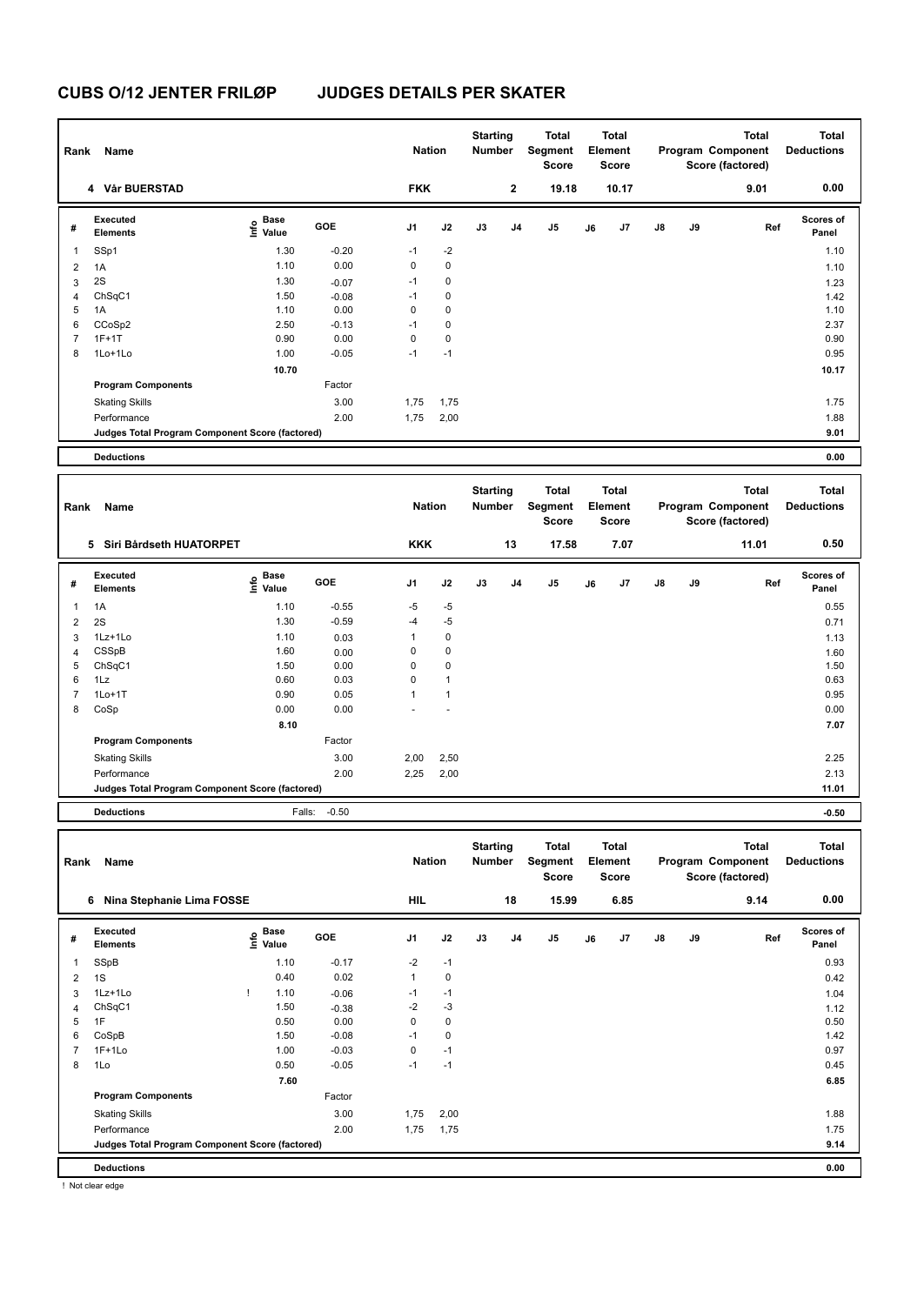# CUBS O/12 JENTER FRILØP JUDGES DETAILS PER SKATER

| Rank | Name | Nation | Starting Number | Total Segment Score | Total Element Score | Total Program Component Score (factored) | Total Deductions |
|---|---|---|---|---|---|---|---|
| 4 | Vår BUERSTAD | FKK | 2 | 19.18 | 10.17 | 9.01 | 0.00 |

| # | Executed Elements | Info | Base Value | GOE | J1 | J2 | J3 | J4 | J5 | J6 | J7 | J8 | J9 | Ref | Scores of Panel |
|---|---|---|---|---|---|---|---|---|---|---|---|---|---|---|---|
| 1 | SSp1 | | 1.30 | -0.20 | -1 | -2 | | | | | | | | | 1.10 |
| 2 | 1A | | 1.10 | 0.00 | 0 | 0 | | | | | | | | | 1.10 |
| 3 | 2S | | 1.30 | -0.07 | -1 | 0 | | | | | | | | | 1.23 |
| 4 | ChSqC1 | | 1.50 | -0.08 | -1 | 0 | | | | | | | | | 1.42 |
| 5 | 1A | | 1.10 | 0.00 | 0 | 0 | | | | | | | | | 1.10 |
| 6 | CCoSp2 | | 2.50 | -0.13 | -1 | 0 | | | | | | | | | 2.37 |
| 7 | 1F+1T | | 0.90 | 0.00 | 0 | 0 | | | | | | | | | 0.90 |
| 8 | 1Lo+1Lo | | 1.00 | -0.05 | -1 | -1 | | | | | | | | | 0.95 |
| | | | 10.70 | | | | | | | | | | | | 10.17 |
| | **Program Components** | | | Factor | | | | | | | | | | | |
| | Skating Skills | | | 3.00 | 1,75 | 1,75 | | | | | | | | | 1.75 |
| | Performance | | | 2.00 | 1,75 | 2,00 | | | | | | | | | 1.88 |
| | **Judges Total Program Component Score (factored)** | | | | | | | | | | | | | | 9.01 |
| | **Deductions** | | | | | | | | | | | | | | 0.00 |

| Rank | Name | Nation | Starting Number | Total Segment Score | Total Element Score | Total Program Component Score (factored) | Total Deductions |
|---|---|---|---|---|---|---|---|
| 5 | Siri Bårdseth HUATORPET | KKK | 13 | 17.58 | 7.07 | 11.01 | 0.50 |

| # | Executed Elements | Info | Base Value | GOE | J1 | J2 | J3 | J4 | J5 | J6 | J7 | J8 | J9 | Ref | Scores of Panel |
|---|---|---|---|---|---|---|---|---|---|---|---|---|---|---|---|
| 1 | 1A | | 1.10 | -0.55 | -5 | -5 | | | | | | | | | 0.55 |
| 2 | 2S | | 1.30 | -0.59 | -4 | -5 | | | | | | | | | 0.71 |
| 3 | 1Lz+1Lo | | 1.10 | 0.03 | 1 | 0 | | | | | | | | | 1.13 |
| 4 | CSSpB | | 1.60 | 0.00 | 0 | 0 | | | | | | | | | 1.60 |
| 5 | ChSqC1 | | 1.50 | 0.00 | 0 | 0 | | | | | | | | | 1.50 |
| 6 | 1Lz | | 0.60 | 0.03 | 0 | 1 | | | | | | | | | 0.63 |
| 7 | 1Lo+1T | | 0.90 | 0.05 | 1 | 1 | | | | | | | | | 0.95 |
| 8 | CoSp | | 0.00 | 0.00 | - | - | | | | | | | | | 0.00 |
| | | | 8.10 | | | | | | | | | | | | 7.07 |
| | **Program Components** | | | Factor | | | | | | | | | | | |
| | Skating Skills | | | 3.00 | 2,00 | 2,50 | | | | | | | | | 2.25 |
| | Performance | | | 2.00 | 2,25 | 2,00 | | | | | | | | | 2.13 |
| | **Judges Total Program Component Score (factored)** | | | | | | | | | | | | | | 11.01 |
| | **Deductions** | | | Falls: -0.50 | | | | | | | | | | | -0.50 |

| Rank | Name | Nation | Starting Number | Total Segment Score | Total Element Score | Total Program Component Score (factored) | Total Deductions |
|---|---|---|---|---|---|---|---|
| 6 | Nina Stephanie Lima FOSSE | HIL | 18 | 15.99 | 6.85 | 9.14 | 0.00 |

| # | Executed Elements | Info | Base Value | GOE | J1 | J2 | J3 | J4 | J5 | J6 | J7 | J8 | J9 | Ref | Scores of Panel |
|---|---|---|---|---|---|---|---|---|---|---|---|---|---|---|---|
| 1 | SSpB | | 1.10 | -0.17 | -2 | -1 | | | | | | | | | 0.93 |
| 2 | 1S | | 0.40 | 0.02 | 1 | 0 | | | | | | | | | 0.42 |
| 3 | 1Lz+1Lo | ! | 1.10 | -0.06 | -1 | -1 | | | | | | | | | 1.04 |
| 4 | ChSqC1 | | 1.50 | -0.38 | -2 | -3 | | | | | | | | | 1.12 |
| 5 | 1F | | 0.50 | 0.00 | 0 | 0 | | | | | | | | | 0.50 |
| 6 | CoSpB | | 1.50 | -0.08 | -1 | 0 | | | | | | | | | 1.42 |
| 7 | 1F+1Lo | | 1.00 | -0.03 | 0 | -1 | | | | | | | | | 0.97 |
| 8 | 1Lo | | 0.50 | -0.05 | -1 | -1 | | | | | | | | | 0.45 |
| | | | 7.60 | | | | | | | | | | | | 6.85 |
| | **Program Components** | | | Factor | | | | | | | | | | | |
| | Skating Skills | | | 3.00 | 1,75 | 2,00 | | | | | | | | | 1.88 |
| | Performance | | | 2.00 | 1,75 | 1,75 | | | | | | | | | 1.75 |
| | **Judges Total Program Component Score (factored)** | | | | | | | | | | | | | | 9.14 |
| | **Deductions** | | | | | | | | | | | | | | 0.00 |

! Not clear edge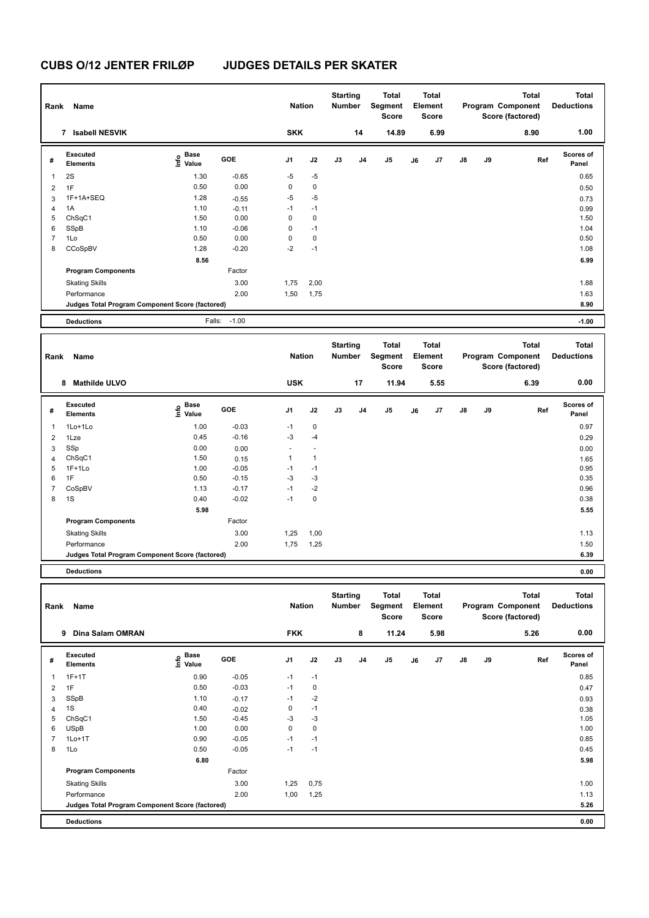# CUBS O/12 JENTER FRILØP JUDGES DETAILS PER SKATER

| Rank | Name | Nation | Starting Number | Total Segment Score | Total Element Score | Total Program Component Score (factored) | Total Deductions |
|---|---|---|---|---|---|---|---|
| 7 | Isabell NESVIK | SKK | 14 | 14.89 | 6.99 | 8.90 | 1.00 |

| # | Executed Elements | Info | Base Value | GOE | J1 | J2 | J3 | J4 | J5 | J6 | J7 | J8 | J9 | Ref | Scores of Panel |
|---|---|---|---|---|---|---|---|---|---|---|---|---|---|---|---|
| 1 | 2S | | 1.30 | -0.65 | -5 | -5 | | | | | | | | | 0.65 |
| 2 | 1F | | 0.50 | 0.00 | 0 | 0 | | | | | | | | | 0.50 |
| 3 | 1F+1A+SEQ | | 1.28 | -0.55 | -5 | -5 | | | | | | | | | 0.73 |
| 4 | 1A | | 1.10 | -0.11 | -1 | -1 | | | | | | | | | 0.99 |
| 5 | ChSqC1 | | 1.50 | 0.00 | 0 | 0 | | | | | | | | | 1.50 |
| 6 | SSpB | | 1.10 | -0.06 | 0 | -1 | | | | | | | | | 1.04 |
| 7 | 1Lo | | 0.50 | 0.00 | 0 | 0 | | | | | | | | | 0.50 |
| 8 | CCoSpBV | | 1.28 | -0.20 | -2 | -1 | | | | | | | | | 1.08 |
| | | | 8.56 | | | | | | | | | | | | 6.99 |
| | **Program Components** | | | Factor | | | | | | | | | | | |
| | Skating Skills | | | 3.00 | 1,75 | 2,00 | | | | | | | | | 1.88 |
| | Performance | | | 2.00 | 1,50 | 1,75 | | | | | | | | | 1.63 |
| | **Judges Total Program Component Score (factored)** | | | | | | | | | | | | | | 8.90 |
| | **Deductions** | | Falls: | -1.00 | | | | | | | | | | | -1.00 |

| Rank | Name | Nation | Starting Number | Total Segment Score | Total Element Score | Total Program Component Score (factored) | Total Deductions |
|---|---|---|---|---|---|---|---|
| 8 | Mathilde ULVO | USK | 17 | 11.94 | 5.55 | 6.39 | 0.00 |

| # | Executed Elements | Info | Base Value | GOE | J1 | J2 | J3 | J4 | J5 | J6 | J7 | J8 | J9 | Ref | Scores of Panel |
|---|---|---|---|---|---|---|---|---|---|---|---|---|---|---|---|
| 1 | 1Lo+1Lo | | 1.00 | -0.03 | -1 | 0 | | | | | | | | | 0.97 |
| 2 | 1Lze | | 0.45 | -0.16 | -3 | -4 | | | | | | | | | 0.29 |
| 3 | SSp | | 0.00 | 0.00 | - | - | | | | | | | | | 0.00 |
| 4 | ChSqC1 | | 1.50 | 0.15 | 1 | 1 | | | | | | | | | 1.65 |
| 5 | 1F+1Lo | | 1.00 | -0.05 | -1 | -1 | | | | | | | | | 0.95 |
| 6 | 1F | | 0.50 | -0.15 | -3 | -3 | | | | | | | | | 0.35 |
| 7 | CoSpBV | | 1.13 | -0.17 | -1 | -2 | | | | | | | | | 0.96 |
| 8 | 1S | | 0.40 | -0.02 | -1 | 0 | | | | | | | | | 0.38 |
| | | | 5.98 | | | | | | | | | | | | 5.55 |
| | **Program Components** | | | Factor | | | | | | | | | | | |
| | Skating Skills | | | 3.00 | 1,25 | 1,00 | | | | | | | | | 1.13 |
| | Performance | | | 2.00 | 1,75 | 1,25 | | | | | | | | | 1.50 |
| | **Judges Total Program Component Score (factored)** | | | | | | | | | | | | | | 6.39 |
| | **Deductions** | | | | | | | | | | | | | | 0.00 |

| Rank | Name | Nation | Starting Number | Total Segment Score | Total Element Score | Total Program Component Score (factored) | Total Deductions |
|---|---|---|---|---|---|---|---|
| 9 | Dina Salam OMRAN | FKK | 8 | 11.24 | 5.98 | 5.26 | 0.00 |

| # | Executed Elements | Info | Base Value | GOE | J1 | J2 | J3 | J4 | J5 | J6 | J7 | J8 | J9 | Ref | Scores of Panel |
|---|---|---|---|---|---|---|---|---|---|---|---|---|---|---|---|
| 1 | 1F+1T | | 0.90 | -0.05 | -1 | -1 | | | | | | | | | 0.85 |
| 2 | 1F | | 0.50 | -0.03 | -1 | 0 | | | | | | | | | 0.47 |
| 3 | SSpB | | 1.10 | -0.17 | -1 | -2 | | | | | | | | | 0.93 |
| 4 | 1S | | 0.40 | -0.02 | 0 | -1 | | | | | | | | | 0.38 |
| 5 | ChSqC1 | | 1.50 | -0.45 | -3 | -3 | | | | | | | | | 1.05 |
| 6 | USpB | | 1.00 | 0.00 | 0 | 0 | | | | | | | | | 1.00 |
| 7 | 1Lo+1T | | 0.90 | -0.05 | -1 | -1 | | | | | | | | | 0.85 |
| 8 | 1Lo | | 0.50 | -0.05 | -1 | -1 | | | | | | | | | 0.45 |
| | | | 6.80 | | | | | | | | | | | | 5.98 |
| | **Program Components** | | | Factor | | | | | | | | | | | |
| | Skating Skills | | | 3.00 | 1,25 | 0,75 | | | | | | | | | 1.00 |
| | Performance | | | 2.00 | 1,00 | 1,25 | | | | | | | | | 1.13 |
| | **Judges Total Program Component Score (factored)** | | | | | | | | | | | | | | 5.26 |
| | **Deductions** | | | | | | | | | | | | | | 0.00 |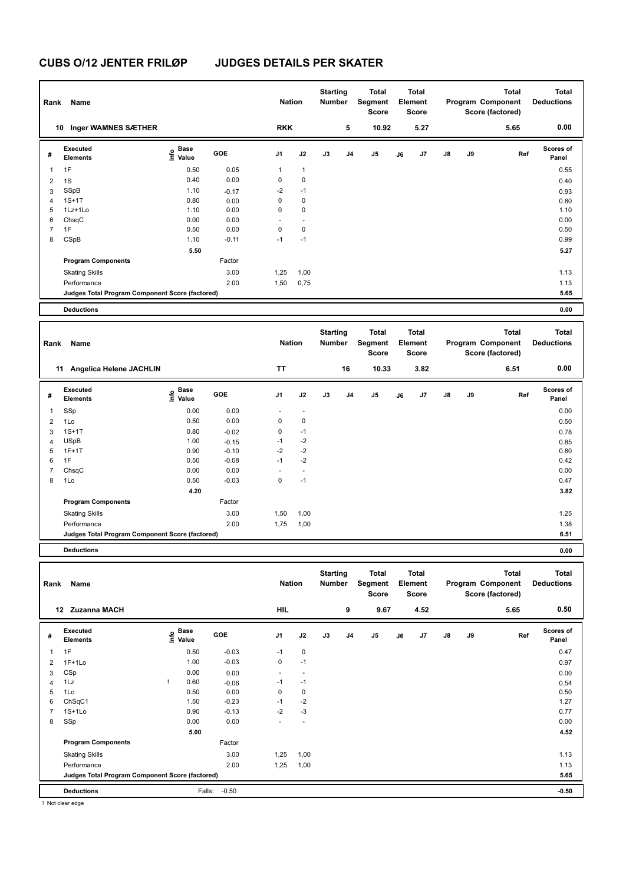# CUBS O/12 JENTER FRILØP JUDGES DETAILS PER SKATER

| Rank | Name | Nation | Starting Number | Total Segment Score | Total Element Score | Total Program Component Score (factored) | Total Deductions |
|---|---|---|---|---|---|---|---|
| 10 | Inger WAMNES SÆTHER | RKK | 5 | 10.92 | 5.27 | 5.65 | 0.00 |

| # | Executed Elements | Info | Base Value | GOE | J1 | J2 | J3 | J4 | J5 | J6 | J7 | J8 | J9 | Ref | Scores of Panel |
|---|---|---|---|---|---|---|---|---|---|---|---|---|---|---|---|
| 1 | 1F | | 0.50 | 0.05 | 1 | 1 | | | | | | | | | 0.55 |
| 2 | 1S | | 0.40 | 0.00 | 0 | 0 | | | | | | | | | 0.40 |
| 3 | SSpB | | 1.10 | -0.17 | -2 | -1 | | | | | | | | | 0.93 |
| 4 | 1S+1T | | 0.80 | 0.00 | 0 | 0 | | | | | | | | | 0.80 |
| 5 | 1Lz+1Lo | | 1.10 | 0.00 | 0 | 0 | | | | | | | | | 1.10 |
| 6 | ChsqC | | 0.00 | 0.00 | - | - | | | | | | | | | 0.00 |
| 7 | 1F | | 0.50 | 0.00 | 0 | 0 | | | | | | | | | 0.50 |
| 8 | CSpB | | 1.10 | -0.11 | -1 | -1 | | | | | | | | | 0.99 |
| | | | 5.50 | | | | | | | | | | | | 5.27 |
| | **Program Components** | | | Factor | | | | | | | | | | | |
| | Skating Skills | | | 3.00 | 1,25 | 1,00 | | | | | | | | | 1.13 |
| | Performance | | | 2.00 | 1,50 | 0,75 | | | | | | | | | 1.13 |
| | **Judges Total Program Component Score (factored)** | | | | | | | | | | | | | | 5.65 |
| | **Deductions** | | | | | | | | | | | | | | 0.00 |

| Rank | Name | Nation | Starting Number | Total Segment Score | Total Element Score | Total Program Component Score (factored) | Total Deductions |
|---|---|---|---|---|---|---|---|
| 11 | Angelica Helene JACHLIN | TT | 16 | 10.33 | 3.82 | 6.51 | 0.00 |

| # | Executed Elements | Info | Base Value | GOE | J1 | J2 | J3 | J4 | J5 | J6 | J7 | J8 | J9 | Ref | Scores of Panel |
|---|---|---|---|---|---|---|---|---|---|---|---|---|---|---|---|
| 1 | SSp | | 0.00 | 0.00 | - | - | | | | | | | | | 0.00 |
| 2 | 1Lo | | 0.50 | 0.00 | 0 | 0 | | | | | | | | | 0.50 |
| 3 | 1S+1T | | 0.80 | -0.02 | 0 | -1 | | | | | | | | | 0.78 |
| 4 | USpB | | 1.00 | -0.15 | -1 | -2 | | | | | | | | | 0.85 |
| 5 | 1F+1T | | 0.90 | -0.10 | -2 | -2 | | | | | | | | | 0.80 |
| 6 | 1F | | 0.50 | -0.08 | -1 | -2 | | | | | | | | | 0.42 |
| 7 | ChsqC | | 0.00 | 0.00 | - | - | | | | | | | | | 0.00 |
| 8 | 1Lo | | 0.50 | -0.03 | 0 | -1 | | | | | | | | | 0.47 |
| | | | 4.20 | | | | | | | | | | | | 3.82 |
| | **Program Components** | | | Factor | | | | | | | | | | | |
| | Skating Skills | | | 3.00 | 1,50 | 1,00 | | | | | | | | | 1.25 |
| | Performance | | | 2.00 | 1,75 | 1,00 | | | | | | | | | 1.38 |
| | **Judges Total Program Component Score (factored)** | | | | | | | | | | | | | | 6.51 |
| | **Deductions** | | | | | | | | | | | | | | 0.00 |

| Rank | Name | Nation | Starting Number | Total Segment Score | Total Element Score | Total Program Component Score (factored) | Total Deductions |
|---|---|---|---|---|---|---|---|
| 12 | Zuzanna MACH | HIL | 9 | 9.67 | 4.52 | 5.65 | 0.50 |

| # | Executed Elements | Info | Base Value | GOE | J1 | J2 | J3 | J4 | J5 | J6 | J7 | J8 | J9 | Ref | Scores of Panel |
|---|---|---|---|---|---|---|---|---|---|---|---|---|---|---|---|
| 1 | 1F | | 0.50 | -0.03 | -1 | 0 | | | | | | | | | 0.47 |
| 2 | 1F+1Lo | | 1.00 | -0.03 | 0 | -1 | | | | | | | | | 0.97 |
| 3 | CSp | | 0.00 | 0.00 | - | - | | | | | | | | | 0.00 |
| 4 | 1Lz | ! | 0.60 | -0.06 | -1 | -1 | | | | | | | | | 0.54 |
| 5 | 1Lo | | 0.50 | 0.00 | 0 | 0 | | | | | | | | | 0.50 |
| 6 | ChSqC1 | | 1.50 | -0.23 | -1 | -2 | | | | | | | | | 1.27 |
| 7 | 1S+1Lo | | 0.90 | -0.13 | -2 | -3 | | | | | | | | | 0.77 |
| 8 | SSp | | 0.00 | 0.00 | - | - | | | | | | | | | 0.00 |
| | | | 5.00 | | | | | | | | | | | | 4.52 |
| | **Program Components** | | | Factor | | | | | | | | | | | |
| | Skating Skills | | | 3.00 | 1,25 | 1,00 | | | | | | | | | 1.13 |
| | Performance | | | 2.00 | 1,25 | 1,00 | | | | | | | | | 1.13 |
| | **Judges Total Program Component Score (factored)** | | | | | | | | | | | | | | 5.65 |
| | **Deductions** | | Falls: | -0.50 | | | | | | | | | | | -0.50 |

! Not clear edge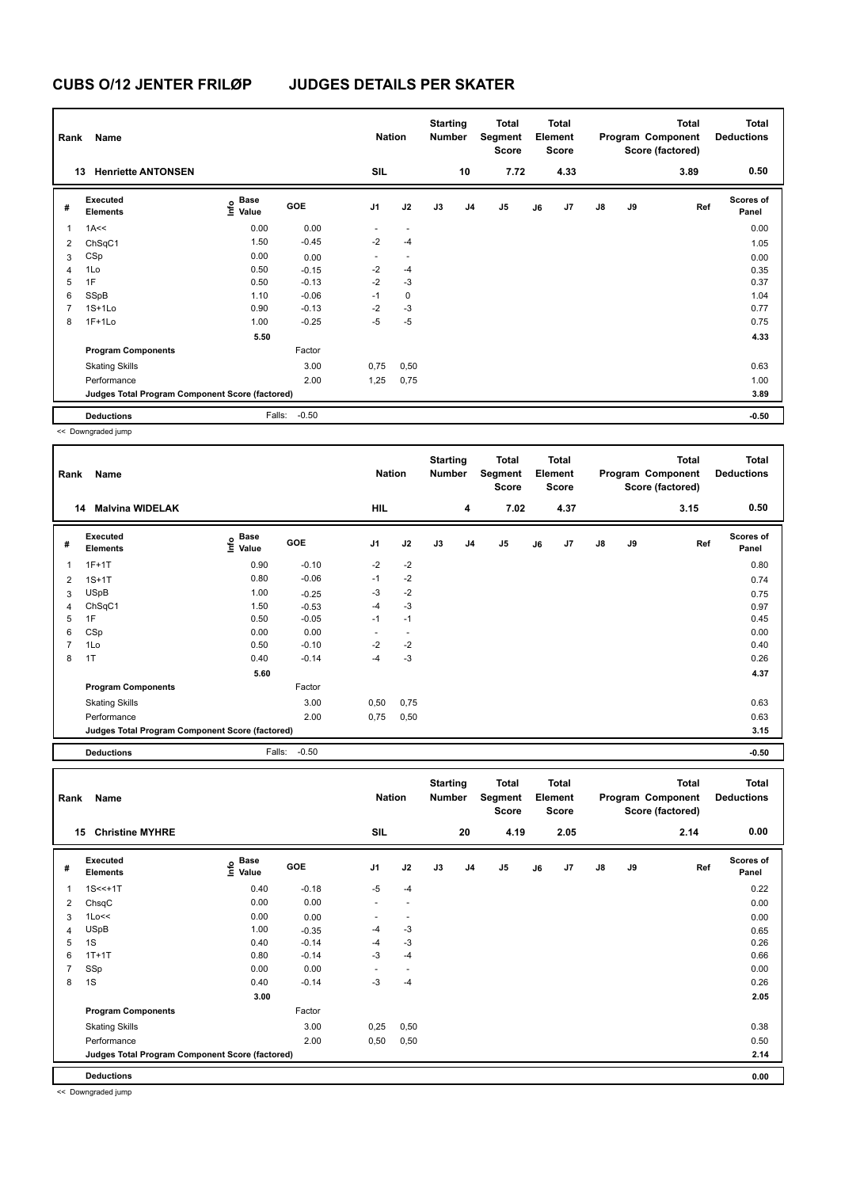# CUBS O/12 JENTER FRILØP JUDGES DETAILS PER SKATER

| Rank | Name | Nation | Starting Number | Total Segment Score | Total Element Score | Total Program Component Score (factored) | Total Deductions |
|---|---|---|---|---|---|---|---|
| 13 | Henriette ANTONSEN | SIL | 10 | 7.72 | 4.33 | 3.89 | 0.50 |

| # | Executed Elements | Info | Base Value | GOE | J1 | J2 | J3 | J4 | J5 | J6 | J7 | J8 | J9 | Ref | Scores of Panel |
|---|---|---|---|---|---|---|---|---|---|---|---|---|---|---|---|
| 1 | 1A<< | | 0.00 | 0.00 | - | - | | | | | | | | | 0.00 |
| 2 | ChSqC1 | | 1.50 | -0.45 | -2 | -4 | | | | | | | | | 1.05 |
| 3 | CSp | | 0.00 | 0.00 | - | - | | | | | | | | | 0.00 |
| 4 | 1Lo | | 0.50 | -0.15 | -2 | -4 | | | | | | | | | 0.35 |
| 5 | 1F | | 0.50 | -0.13 | -2 | -3 | | | | | | | | | 0.37 |
| 6 | SSpB | | 1.10 | -0.06 | -1 | 0 | | | | | | | | | 1.04 |
| 7 | 1S+1Lo | | 0.90 | -0.13 | -2 | -3 | | | | | | | | | 0.77 |
| 8 | 1F+1Lo | | 1.00 | -0.25 | -5 | -5 | | | | | | | | | 0.75 |
| | | | 5.50 | | | | | | | | | | | | 4.33 |
| | **Program Components** | | | Factor | | | | | | | | | | | |
| | Skating Skills | | | 3.00 | 0,75 | 0,50 | | | | | | | | | 0.63 |
| | Performance | | | 2.00 | 1,25 | 0,75 | | | | | | | | | 1.00 |
| | **Judges Total Program Component Score (factored)** | | | | | | | | | | | | | | 3.89 |
| | **Deductions** | | Falls: | -0.50 | | | | | | | | | | | -0.50 |

<< Downgraded jump

| Rank | Name | Nation | Starting Number | Total Segment Score | Total Element Score | Total Program Component Score (factored) | Total Deductions |
|---|---|---|---|---|---|---|---|
| 14 | Malvina WIDELAK | HIL | 4 | 7.02 | 4.37 | 3.15 | 0.50 |

| # | Executed Elements | Info | Base Value | GOE | J1 | J2 | J3 | J4 | J5 | J6 | J7 | J8 | J9 | Ref | Scores of Panel |
|---|---|---|---|---|---|---|---|---|---|---|---|---|---|---|---|
| 1 | 1F+1T | | 0.90 | -0.10 | -2 | -2 | | | | | | | | | 0.80 |
| 2 | 1S+1T | | 0.80 | -0.06 | -1 | -2 | | | | | | | | | 0.74 |
| 3 | USpB | | 1.00 | -0.25 | -3 | -2 | | | | | | | | | 0.75 |
| 4 | ChSqC1 | | 1.50 | -0.53 | -4 | -3 | | | | | | | | | 0.97 |
| 5 | 1F | | 0.50 | -0.05 | -1 | -1 | | | | | | | | | 0.45 |
| 6 | CSp | | 0.00 | 0.00 | - | - | | | | | | | | | 0.00 |
| 7 | 1Lo | | 0.50 | -0.10 | -2 | -2 | | | | | | | | | 0.40 |
| 8 | 1T | | 0.40 | -0.14 | -4 | -3 | | | | | | | | | 0.26 |
| | | | 5.60 | | | | | | | | | | | | 4.37 |
| | **Program Components** | | | Factor | | | | | | | | | | | |
| | Skating Skills | | | 3.00 | 0,50 | 0,75 | | | | | | | | | 0.63 |
| | Performance | | | 2.00 | 0,75 | 0,50 | | | | | | | | | 0.63 |
| | **Judges Total Program Component Score (factored)** | | | | | | | | | | | | | | 3.15 |
| | **Deductions** | | Falls: | -0.50 | | | | | | | | | | | -0.50 |

| Rank | Name | Nation | Starting Number | Total Segment Score | Total Element Score | Total Program Component Score (factored) | Total Deductions |
|---|---|---|---|---|---|---|---|
| 15 | Christine MYHRE | SIL | 20 | 4.19 | 2.05 | 2.14 | 0.00 |

| # | Executed Elements | Info | Base Value | GOE | J1 | J2 | J3 | J4 | J5 | J6 | J7 | J8 | J9 | Ref | Scores of Panel |
|---|---|---|---|---|---|---|---|---|---|---|---|---|---|---|---|
| 1 | 1S<<+1T | | 0.40 | -0.18 | -5 | -4 | | | | | | | | | 0.22 |
| 2 | ChsqC | | 0.00 | 0.00 | - | - | | | | | | | | | 0.00 |
| 3 | 1Lo<< | | 0.00 | 0.00 | - | - | | | | | | | | | 0.00 |
| 4 | USpB | | 1.00 | -0.35 | -4 | -3 | | | | | | | | | 0.65 |
| 5 | 1S | | 0.40 | -0.14 | -4 | -3 | | | | | | | | | 0.26 |
| 6 | 1T+1T | | 0.80 | -0.14 | -3 | -4 | | | | | | | | | 0.66 |
| 7 | SSp | | 0.00 | 0.00 | - | - | | | | | | | | | 0.00 |
| 8 | 1S | | 0.40 | -0.14 | -3 | -4 | | | | | | | | | 0.26 |
| | | | 3.00 | | | | | | | | | | | | 2.05 |
| | **Program Components** | | | Factor | | | | | | | | | | | |
| | Skating Skills | | | 3.00 | 0,25 | 0,50 | | | | | | | | | 0.38 |
| | Performance | | | 2.00 | 0,50 | 0,50 | | | | | | | | | 0.50 |
| | **Judges Total Program Component Score (factored)** | | | | | | | | | | | | | | 2.14 |
| | **Deductions** | | | | | | | | | | | | | | 0.00 |

<< Downgraded jump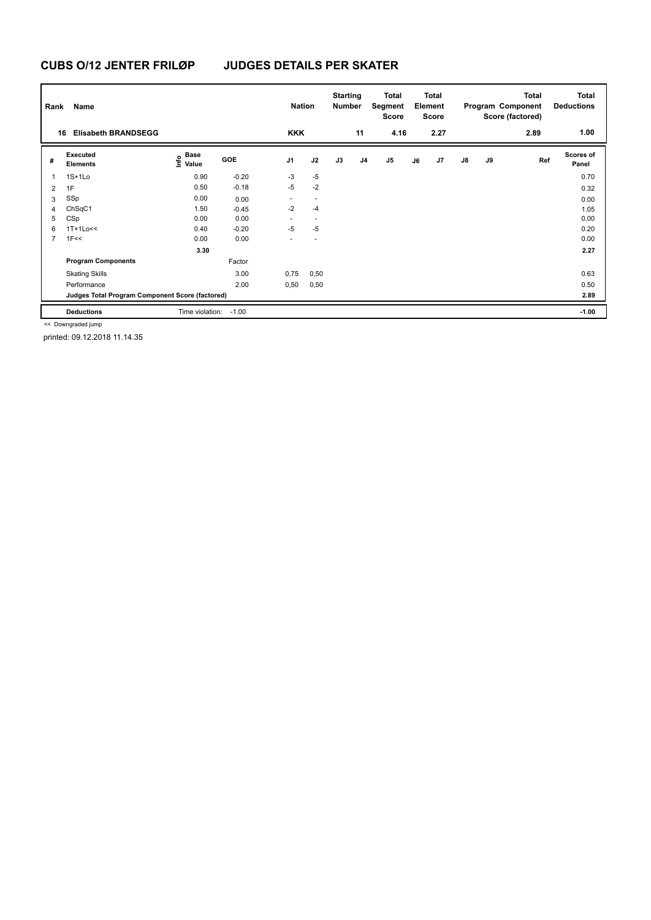# CUBS O/12 JENTER FRILØP JUDGES DETAILS PER SKATER

| Rank | Name | Nation | Starting Number | Total Segment Score | Total Element Score | Total Program Component Score (factored) | Total Deductions |
|---|---|---|---|---|---|---|---|
| 16 | Elisabeth BRANDSEGG | KKK | 11 | 4.16 | 2.27 | 2.89 | 1.00 |

| # | Executed Elements | Info | Base Value | GOE | J1 | J2 | J3 | J4 | J5 | J6 | J7 | J8 | J9 | Ref | Scores of Panel |
|---|---|---|---|---|---|---|---|---|---|---|---|---|---|---|---|
| 1 | 1S+1Lo | | 0.90 | -0.20 | -3 | -5 | | | | | | | | | 0.70 |
| 2 | 1F | | 0.50 | -0.18 | -5 | -2 | | | | | | | | | 0.32 |
| 3 | SSp | | 0.00 | 0.00 | - | - | | | | | | | | | 0.00 |
| 4 | ChSqC1 | | 1.50 | -0.45 | -2 | -4 | | | | | | | | | 1.05 |
| 5 | CSp | | 0.00 | 0.00 | - | - | | | | | | | | | 0.00 |
| 6 | 1T+1Lo<< | | 0.40 | -0.20 | -5 | -5 | | | | | | | | | 0.20 |
| 7 | 1F<< | | 0.00 | 0.00 | - | - | | | | | | | | | 0.00 |
| | | | 3.30 | | | | | | | | | | | | 2.27 |
| | Program Components | | | Factor | | | | | | | | | | | |
| | Skating Skills | | | 3.00 | 0,75 | 0,50 | | | | | | | | | 0.63 |
| | Performance | | | 2.00 | 0,50 | 0,50 | | | | | | | | | 0.50 |
| | Judges Total Program Component Score (factored) | | | | | | | | | | | | | | 2.89 |
| | Deductions | | Time violation: | -1.00 | | | | | | | | | | | -1.00 |

<< Downgraded jump

printed: 09.12.2018 11.14.35